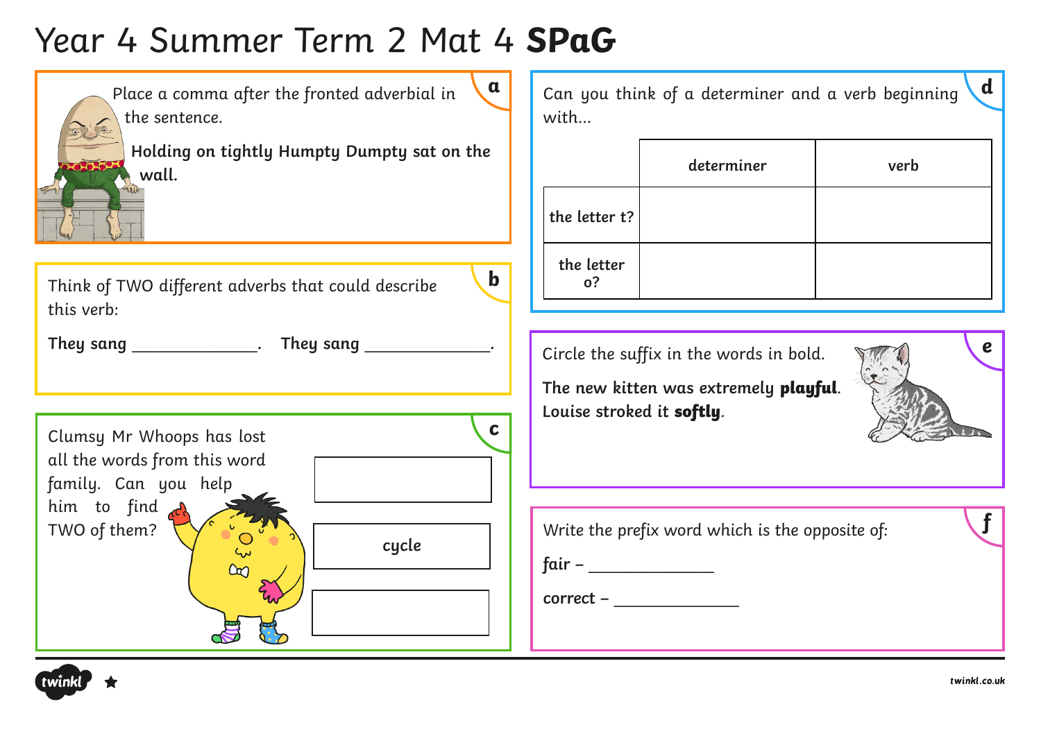# Year 4 Summer Term 2 Mat 4 **SPaG**

## a

Place a comma after the fronted adverbial in the sentence.

**Holding on tightly Humpty Dumpty sat on the wall.**

## b

Think of TWO different adverbs that could describe this verb:

**They sang** _____________. **They sang** _____________.

## c

Clumsy Mr Whoops has lost all the words from this word family. Can you help him to find TWO of them?

| |
|---|
| |
| **cycle** |
| |

## d

Can you think of a determiner and a verb beginning with...

| | determiner | verb |
|---|---|---|
| **the letter t?** | | |
| **the letter o?** | | |

## e

Circle the suffix in the words in bold.

The new kitten was extremely **playful**.
Louise stroked it **softly**.

## f

Write the prefix word which is the opposite of:

fair – _____________

correct – _____________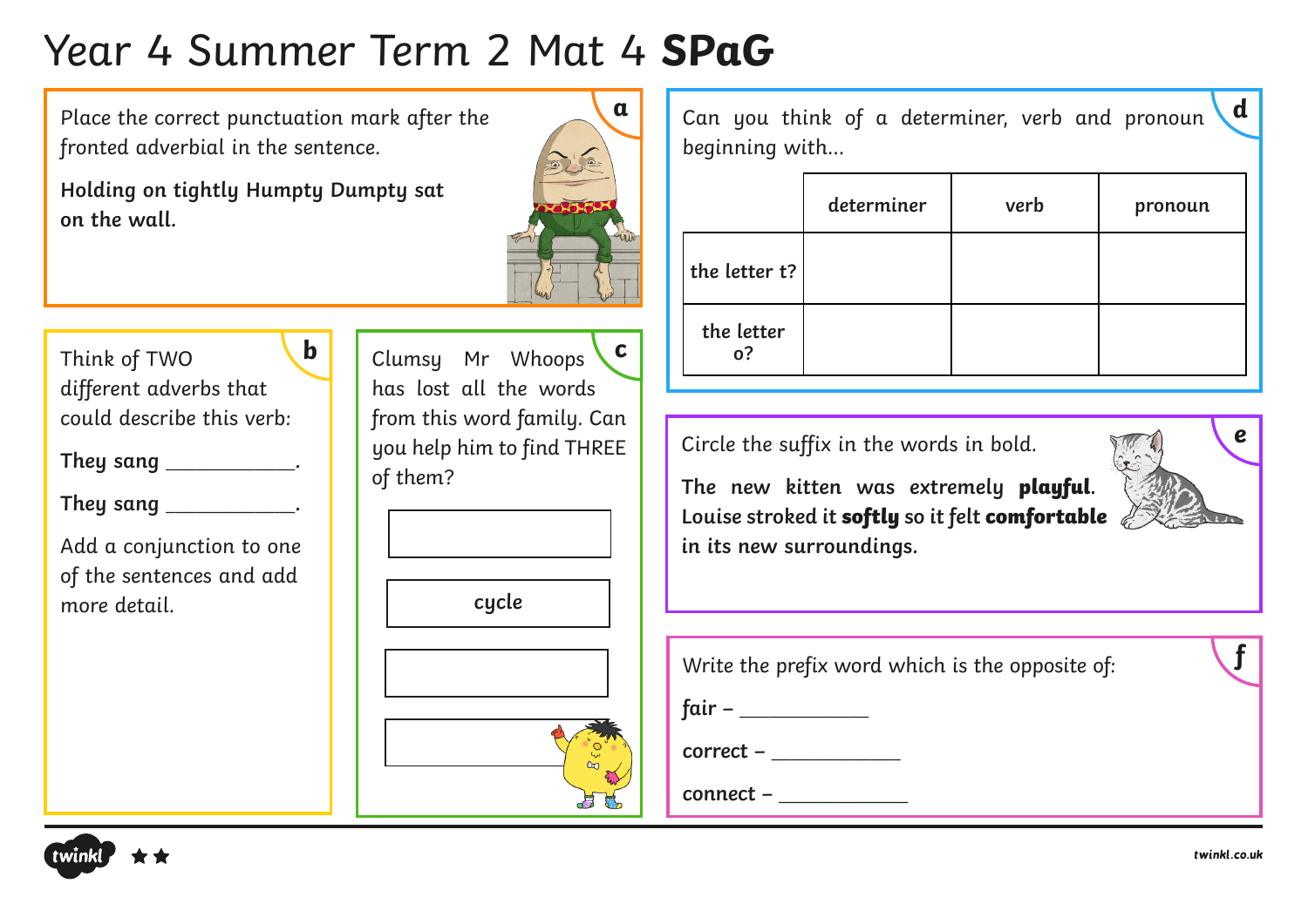# Year 4 Summer Term 2 Mat 4 **SPaG**

## a

Place the correct punctuation mark after the fronted adverbial in the sentence.

**Holding on tightly Humpty Dumpty sat on the wall.**

## b

Think of TWO different adverbs that could describe this verb:

**They sang** ____________.

**They sang** ____________.

Add a conjunction to one of the sentences and add more detail.

## c

Clumsy Mr Whoops has lost all the words from this word family. Can you help him to find THREE of them?

[ ]

**cycle**

[ ]

[ ]

## d

Can you think of a determiner, verb and pronoun beginning with...

| | determiner | verb | pronoun |
|---|---|---|---|
| **the letter t?** | | | |
| **the letter o?** | | | |

## e

Circle the suffix in the words in bold.

The new kitten was extremely **playful**. Louise stroked it **softly** so it felt **comfortable** in its new surroundings.

## f

Write the prefix word which is the opposite of:

**fair** – ____________

**correct** – ____________

**connect** – ____________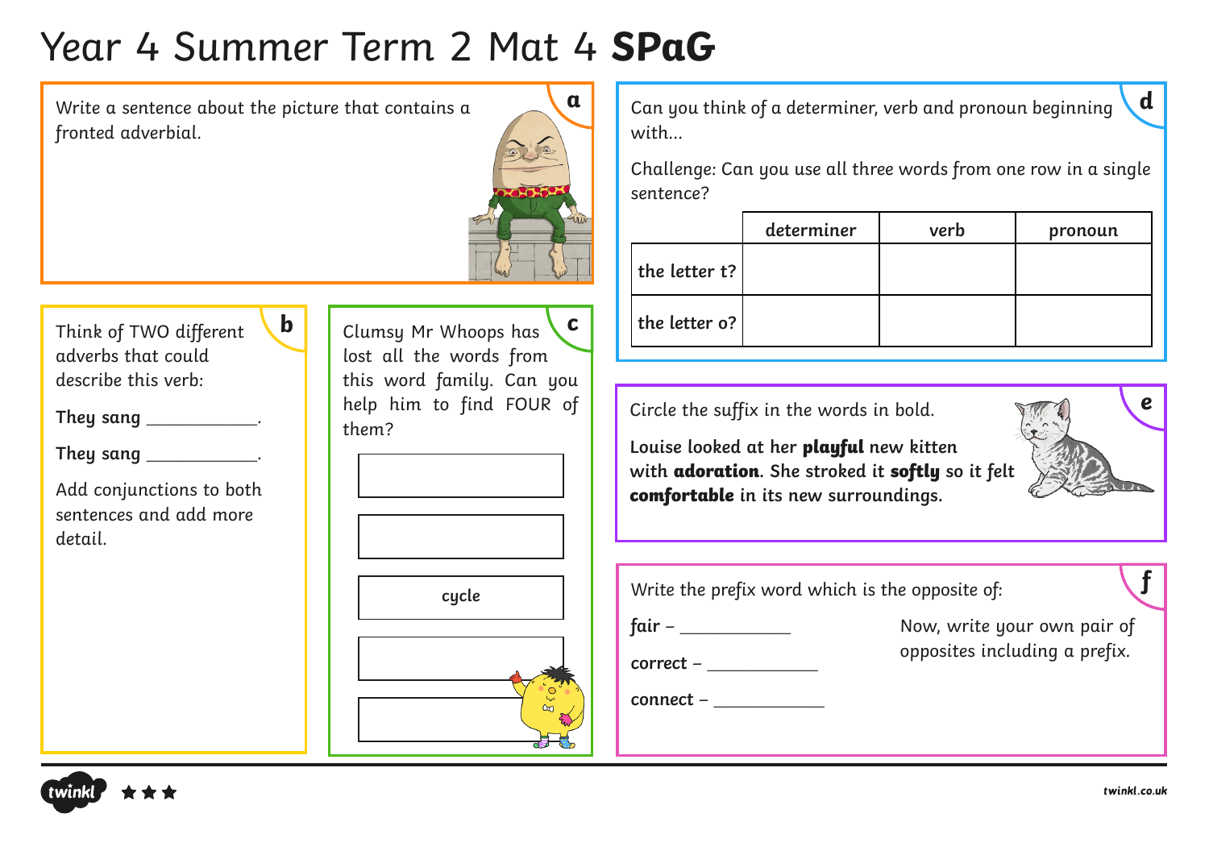# Year 4 Summer Term 2 Mat 4 **SPaG**

## a

Write a sentence about the picture that contains a fronted adverbial.

## b

Think of TWO different adverbs that could describe this verb:

**They sang** ____________.

**They sang** ____________.

Add conjunctions to both sentences and add more detail.

## c

Clumsy Mr Whoops has lost all the words from this word family. Can you help him to find FOUR of them?

| |
|---|
| |
| |
| **cycle** |
| |
| |

## d

Can you think of a determiner, verb and pronoun beginning with...

Challenge: Can you use all three words from one row in a single sentence?

| | determiner | verb | pronoun |
|---|---|---|---|
| **the letter t?** | | | |
| **the letter o?** | | | |

## e

Circle the suffix in the words in bold.

Louise looked at her **playful** new kitten with **adoration**. She stroked it **softly** so it felt **comfortable** in its new surroundings.

## f

Write the prefix word which is the opposite of:

**fair** – ____________

**correct** – ____________

**connect** – ____________

Now, write your own pair of opposites including a prefix.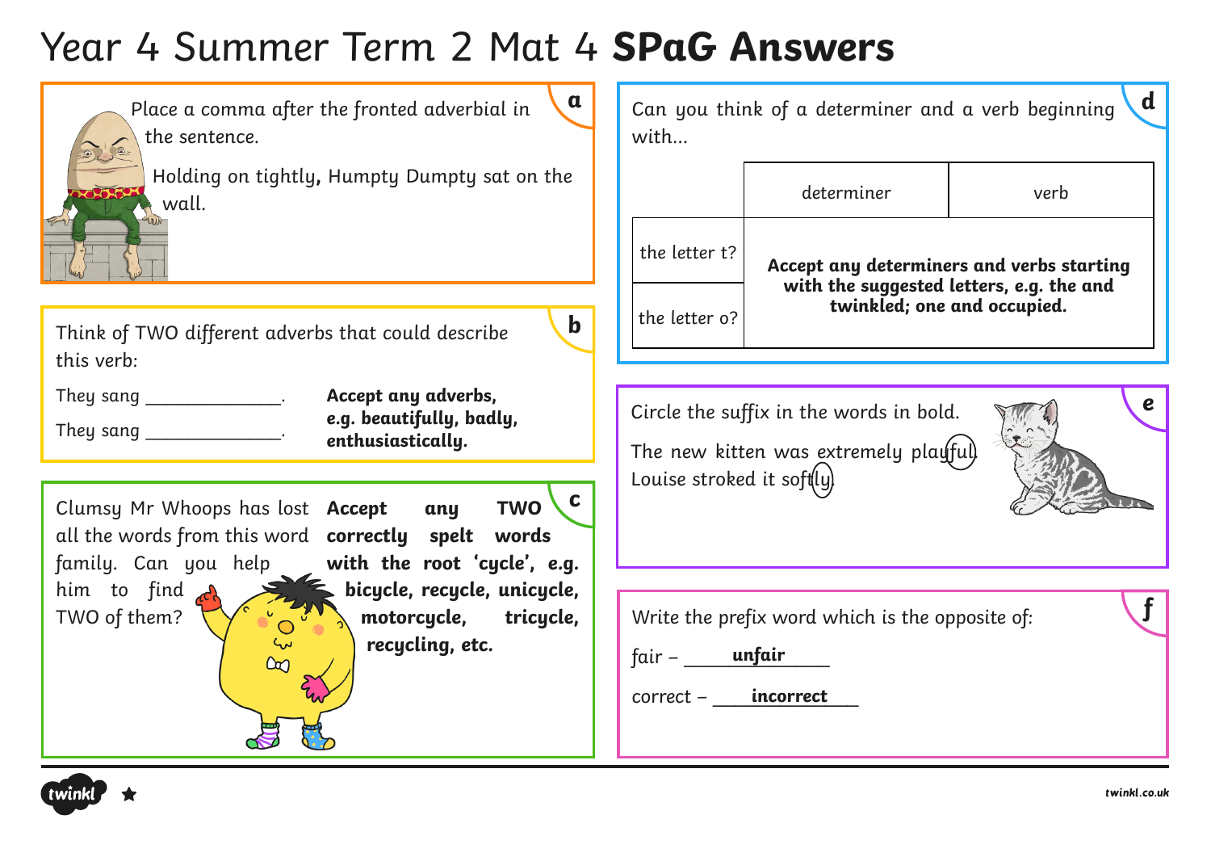# Year 4 Summer Term 2 Mat 4 **SPaG Answers**

## a

Place a comma after the fronted adverbial in the sentence.

Holding on tightly**,** Humpty Dumpty sat on the wall.

## b

Think of TWO different adverbs that could describe this verb:

They sang ______________.

They sang ______________.

**Accept any adverbs, e.g. beautifully, badly, enthusiastically.**

## c

Clumsy Mr Whoops has lost all the words from this word family. Can you help him to find TWO of them?

**Accept any TWO correctly spelt words with the root 'cycle', e.g. bicycle, recycle, unicycle, motorcycle, tricycle, recycling, etc.**

## d

Can you think of a determiner and a verb beginning with...

| | determiner | verb |
|---|---|---|
| the letter t? | **Accept any determiners and verbs starting with the suggested letters, e.g. the and twinkled; one and occupied.** | |
| the letter o? | | |

## e

Circle the suffix in the words in bold.

The new kitten was extremely play(ful).

Louise stroked it soft(ly).

## f

Write the prefix word which is the opposite of:

fair – **unfair**

correct – **incorrect**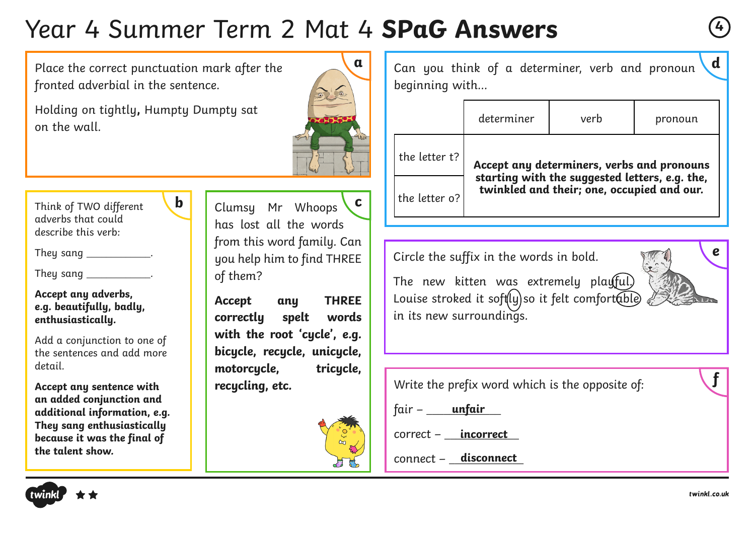# Year 4 Summer Term 2 Mat 4 **SPaG Answers**

## a

Place the correct punctuation mark after the fronted adverbial in the sentence.

Holding on tightly**,** Humpty Dumpty sat on the wall.

## b

Think of TWO different adverbs that could describe this verb:

They sang ___________.

They sang ___________.

**Accept any adverbs, e.g. beautifully, badly, enthusiastically.**

Add a conjunction to one of the sentences and add more detail.

**Accept any sentence with an added conjunction and additional information, e.g. They sang enthusiastically because it was the final of the talent show.**

## c

Clumsy Mr Whoops has lost all the words from this word family. Can you help him to find THREE of them?

**Accept any THREE correctly spelt words with the root 'cycle', e.g. bicycle, recycle, unicycle, motorcycle, tricycle, recycling, etc.**

## d

Can you think of a determiner, verb and pronoun beginning with...

| | determiner | verb | pronoun |
|---|---|---|---|
| the letter t? | **Accept any determiners, verbs and pronouns starting with the suggested letters, e.g. the, twinkled and their; one, occupied and our.** | | |
| the letter o? | | | |

## e

Circle the suffix in the words in bold.

The new kitten was extremely play(ful). Louise stroked it soft(ly) so it felt comfort(able) in its new surroundings.

## f

Write the prefix word which is the opposite of:

fair – **unfair**

correct – **incorrect**

connect – **disconnect**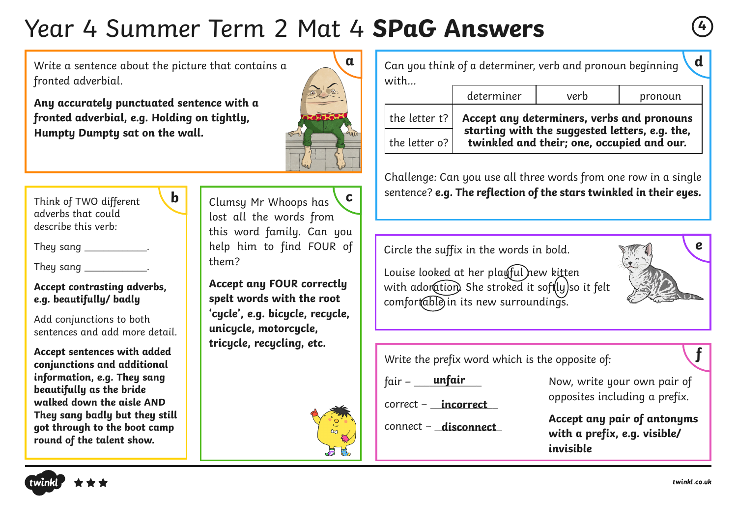# Year 4 Summer Term 2 Mat 4 **SPaG Answers**

## a

Write a sentence about the picture that contains a fronted adverbial.

**Any accurately punctuated sentence with a fronted adverbial, e.g. Holding on tightly, Humpty Dumpty sat on the wall.**

## b

Think of TWO different adverbs that could describe this verb:

They sang ___________.

They sang ___________.

**Accept contrasting adverbs, e.g. beautifully/ badly**

Add conjunctions to both sentences and add more detail.

**Accept sentences with added conjunctions and additional information, e.g. They sang beautifully as the bride walked down the aisle AND They sang badly but they still got through to the boot camp round of the talent show.**

## c

Clumsy Mr Whoops has lost all the words from this word family. Can you help him to find FOUR of them?

**Accept any FOUR correctly spelt words with the root 'cycle', e.g. bicycle, recycle, unicycle, motorcycle, tricycle, recycling, etc.**

## d

Can you think of a determiner, verb and pronoun beginning with...

| | determiner | verb | pronoun |
|---|---|---|---|
| the letter t? | **Accept any determiners, verbs and pronouns starting with the suggested letters, e.g. the, twinkled and their; one, occupied and our.** | | |
| the letter o? | | | |

Challenge: Can you use all three words from one row in a single sentence? **e.g. The reflection of the stars twinkled in their eyes.**

## e

Circle the suffix in the words in bold.

Louise looked at her play(ful) new kitten with ador(ation). She stroked it soft(ly) so it felt comfort(able) in its new surroundings.

## f

Write the prefix word which is the opposite of:

fair – **unfair**

correct – **incorrect**

connect – **disconnect**

Now, write your own pair of opposites including a prefix.

**Accept any pair of antonyms with a prefix, e.g. visible/ invisible**